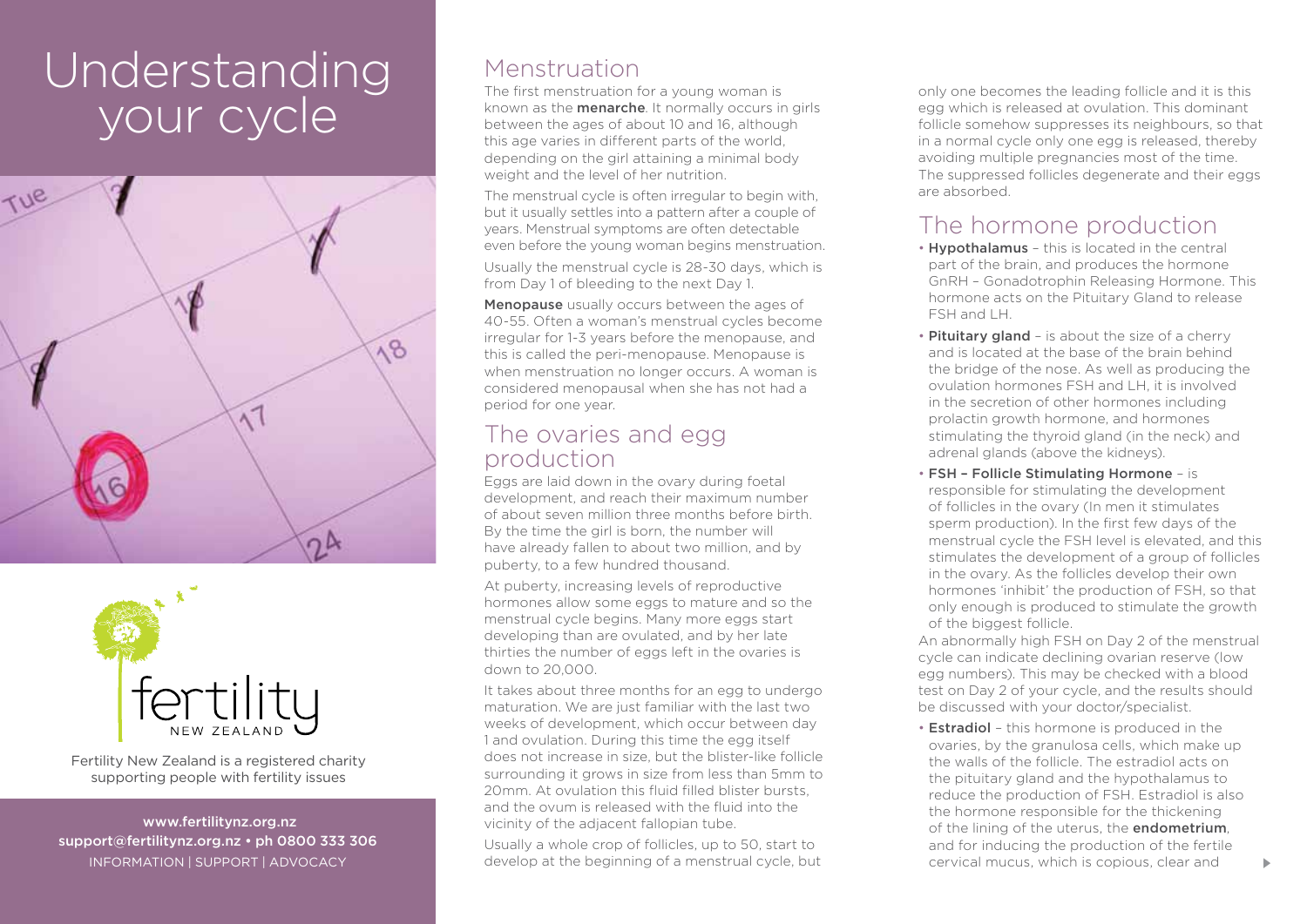# Understanding your cycle

Fertility New Zealand is a registered charity supporting people with fertility issues

www.fertilitynz.org.nz
support@fertilitynz.org.nz • ph 0800 333 306
INFORMATION | SUPPORT | ADVOCACY

## Menstruation

The first menstruation for a young woman is known as the **menarche**. It normally occurs in girls between the ages of about 10 and 16, although this age varies in different parts of the world, depending on the girl attaining a minimal body weight and the level of her nutrition.

The menstrual cycle is often irregular to begin with, but it usually settles into a pattern after a couple of years. Menstrual symptoms are often detectable even before the young woman begins menstruation.

Usually the menstrual cycle is 28-30 days, which is from Day 1 of bleeding to the next Day 1.

**Menopause** usually occurs between the ages of 40-55. Often a woman's menstrual cycles become irregular for 1-3 years before the menopause, and this is called the peri-menopause. Menopause is when menstruation no longer occurs. A woman is considered menopausal when she has not had a period for one year.

## The ovaries and egg production

Eggs are laid down in the ovary during foetal development, and reach their maximum number of about seven million three months before birth. By the time the girl is born, the number will have already fallen to about two million, and by puberty, to a few hundred thousand.

At puberty, increasing levels of reproductive hormones allow some eggs to mature and so the menstrual cycle begins. Many more eggs start developing than are ovulated, and by her late thirties the number of eggs left in the ovaries is down to 20,000.

It takes about three months for an egg to undergo maturation. We are just familiar with the last two weeks of development, which occur between day 1 and ovulation. During this time the egg itself does not increase in size, but the blister-like follicle surrounding it grows in size from less than 5mm to 20mm. At ovulation this fluid filled blister bursts, and the ovum is released with the fluid into the vicinity of the adjacent fallopian tube.

Usually a whole crop of follicles, up to 50, start to develop at the beginning of a menstrual cycle, but only one becomes the leading follicle and it is this egg which is released at ovulation. This dominant follicle somehow suppresses its neighbours, so that in a normal cycle only one egg is released, thereby avoiding multiple pregnancies most of the time. The suppressed follicles degenerate and their eggs are absorbed.

## The hormone production

- **Hypothalamus** – this is located in the central part of the brain, and produces the hormone GnRH – Gonadotrophin Releasing Hormone. This hormone acts on the Pituitary Gland to release FSH and LH.
- **Pituitary gland** – is about the size of a cherry and is located at the base of the brain behind the bridge of the nose. As well as producing the ovulation hormones FSH and LH, it is involved in the secretion of other hormones including prolactin growth hormone, and hormones stimulating the thyroid gland (in the neck) and adrenal glands (above the kidneys).
- **FSH – Follicle Stimulating Hormone** – is responsible for stimulating the development of follicles in the ovary (In men it stimulates sperm production). In the first few days of the menstrual cycle the FSH level is elevated, and this stimulates the development of a group of follicles in the ovary. As the follicles develop their own hormones 'inhibit' the production of FSH, so that only enough is produced to stimulate the growth of the biggest follicle.

An abnormally high FSH on Day 2 of the menstrual cycle can indicate declining ovarian reserve (low egg numbers). This may be checked with a blood test on Day 2 of your cycle, and the results should be discussed with your doctor/specialist.

- **Estradiol** – this hormone is produced in the ovaries, by the granulosa cells, which make up the walls of the follicle. The estradiol acts on the pituitary gland and the hypothalamus to reduce the production of FSH. Estradiol is also the hormone responsible for the thickening of the lining of the uterus, the **endometrium**, and for inducing the production of the fertile cervical mucus, which is copious, clear and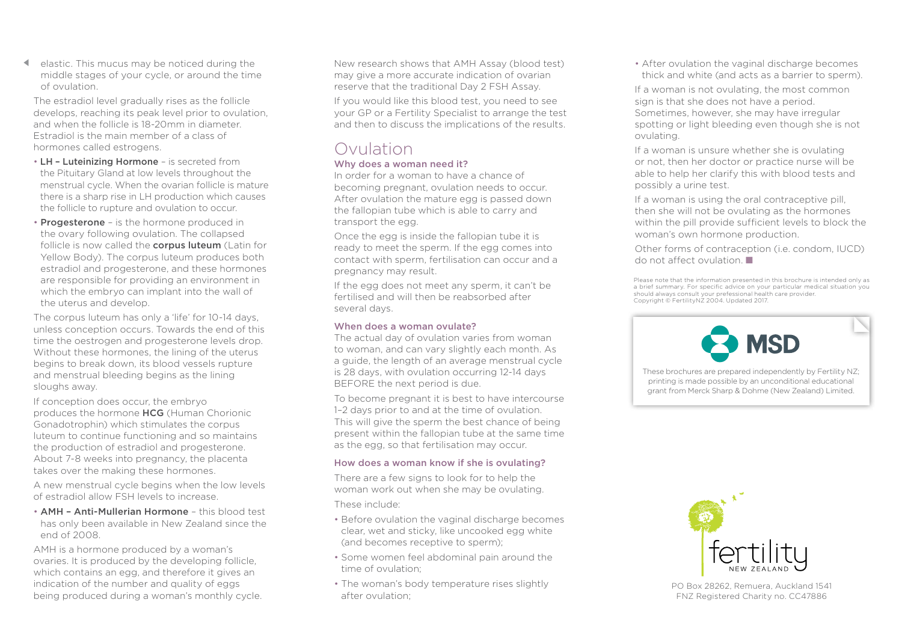elastic. This mucus may be noticed during the middle stages of your cycle, or around the time of ovulation.

The estradiol level gradually rises as the follicle develops, reaching its peak level prior to ovulation, and when the follicle is 18-20mm in diameter. Estradiol is the main member of a class of hormones called estrogens.

- **LH – Luteinizing Hormone** – is secreted from the Pituitary Gland at low levels throughout the menstrual cycle. When the ovarian follicle is mature there is a sharp rise in LH production which causes the follicle to rupture and ovulation to occur.
- **Progesterone** – is the hormone produced in the ovary following ovulation. The collapsed follicle is now called the **corpus luteum** (Latin for Yellow Body). The corpus luteum produces both estradiol and progesterone, and these hormones are responsible for providing an environment in which the embryo can implant into the wall of the uterus and develop.

The corpus luteum has only a 'life' for 10-14 days, unless conception occurs. Towards the end of this time the oestrogen and progesterone levels drop. Without these hormones, the lining of the uterus begins to break down, its blood vessels rupture and menstrual bleeding begins as the lining sloughs away.

If conception does occur, the embryo produces the hormone **HCG** (Human Chorionic Gonadotrophin) which stimulates the corpus luteum to continue functioning and so maintains the production of estradiol and progesterone. About 7-8 weeks into pregnancy, the placenta takes over the making these hormones.

A new menstrual cycle begins when the low levels of estradiol allow FSH levels to increase.

- **AMH – Anti-Mullerian Hormone** – this blood test has only been available in New Zealand since the end of 2008.

AMH is a hormone produced by a woman's ovaries. It is produced by the developing follicle, which contains an egg, and therefore it gives an indication of the number and quality of eggs being produced during a woman's monthly cycle.

New research shows that AMH Assay (blood test) may give a more accurate indication of ovarian reserve that the traditional Day 2 FSH Assay.

If you would like this blood test, you need to see your GP or a Fertility Specialist to arrange the test and then to discuss the implications of the results.

## Ovulation

### Why does a woman need it?

In order for a woman to have a chance of becoming pregnant, ovulation needs to occur. After ovulation the mature egg is passed down the fallopian tube which is able to carry and transport the egg.

Once the egg is inside the fallopian tube it is ready to meet the sperm. If the egg comes into contact with sperm, fertilisation can occur and a pregnancy may result.

If the egg does not meet any sperm, it can't be fertilised and will then be reabsorbed after several days.

### When does a woman ovulate?

The actual day of ovulation varies from woman to woman, and can vary slightly each month. As a guide, the length of an average menstrual cycle is 28 days, with ovulation occurring 12-14 days BEFORE the next period is due.

To become pregnant it is best to have intercourse 1–2 days prior to and at the time of ovulation. This will give the sperm the best chance of being present within the fallopian tube at the same time as the egg, so that fertilisation may occur.

### How does a woman know if she is ovulating?

There are a few signs to look for to help the woman work out when she may be ovulating.

These include:

- Before ovulation the vaginal discharge becomes clear, wet and sticky, like uncooked egg white (and becomes receptive to sperm);
- Some women feel abdominal pain around the time of ovulation;
- The woman's body temperature rises slightly after ovulation;
- After ovulation the vaginal discharge becomes thick and white (and acts as a barrier to sperm).

If a woman is not ovulating, the most common sign is that she does not have a period. Sometimes, however, she may have irregular spotting or light bleeding even though she is not ovulating.

If a woman is unsure whether she is ovulating or not, then her doctor or practice nurse will be able to help her clarify this with blood tests and possibly a urine test.

If a woman is using the oral contraceptive pill, then she will not be ovulating as the hormones within the pill provide sufficient levels to block the woman's own hormone production.

Other forms of contraception (i.e. condom, IUCD) do not affect ovulation. ■

Please note that the information presented in this brochure is intended only as a brief summary. For specific advice on your particular medical situation you should always consult your professional health care provider. Copyright © FertilityNZ 2004. Updated 2017.

MSD

These brochures are prepared independently by Fertility NZ; printing is made possible by an unconditional educational grant from Merck Sharp & Dohme (New Zealand) Limited.

fertility NEW ZEALAND

PO Box 28262, Remuera, Auckland 1541
FNZ Registered Charity no. CC47886